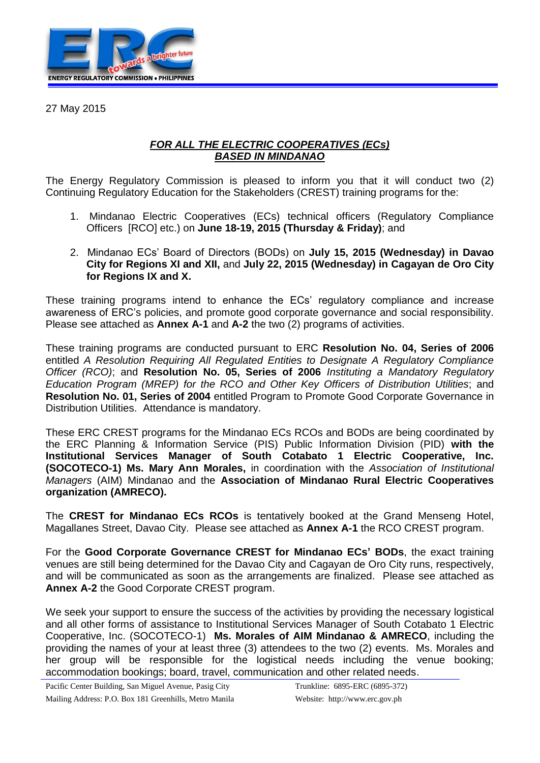27 May 2015

***FOR ALL THE ELECTRIC COOPERATIVES (ECs) BASED IN MINDANAO***

The Energy Regulatory Commission is pleased to inform you that it will conduct two (2) Continuing Regulatory Education for the Stakeholders (CREST) training programs for the:

1. Mindanao Electric Cooperatives (ECs) technical officers (Regulatory Compliance Officers [RCO] etc.) on **June 18-19, 2015 (Thursday & Friday)**; and
2. Mindanao ECs' Board of Directors (BODs) on **July 15, 2015 (Wednesday) in Davao City for Regions XI and XII,** and **July 22, 2015 (Wednesday) in Cagayan de Oro City for Regions IX and X.**

These training programs intend to enhance the ECs' regulatory compliance and increase awareness of ERC's policies, and promote good corporate governance and social responsibility. Please see attached as **Annex A-1** and **A-2** the two (2) programs of activities.

These training programs are conducted pursuant to ERC **Resolution No. 04, Series of 2006** entitled *A Resolution Requiring All Regulated Entities to Designate A Regulatory Compliance Officer (RCO)*; and **Resolution No. 05, Series of 2006** *Instituting a Mandatory Regulatory Education Program (MREP) for the RCO and Other Key Officers of Distribution Utilities*; and **Resolution No. 01, Series of 2004** entitled Program to Promote Good Corporate Governance in Distribution Utilities. Attendance is mandatory.

These ERC CREST programs for the Mindanao ECs RCOs and BODs are being coordinated by the ERC Planning & Information Service (PIS) Public Information Division (PID) **with the Institutional Services Manager of South Cotabato 1 Electric Cooperative, Inc. (SOCOTECO-1) Ms. Mary Ann Morales,** in coordination with the *Association of Institutional Managers* (AIM) Mindanao and the **Association of Mindanao Rural Electric Cooperatives organization (AMRECO).**

The **CREST for Mindanao ECs RCOs** is tentatively booked at the Grand Menseng Hotel, Magallanes Street, Davao City. Please see attached as **Annex A-1** the RCO CREST program.

For the **Good Corporate Governance CREST for Mindanao ECs' BODs**, the exact training venues are still being determined for the Davao City and Cagayan de Oro City runs, respectively, and will be communicated as soon as the arrangements are finalized. Please see attached as **Annex A-2** the Good Corporate CREST program.

We seek your support to ensure the success of the activities by providing the necessary logistical and all other forms of assistance to Institutional Services Manager of South Cotabato 1 Electric Cooperative, Inc. (SOCOTECO-1) **Ms. Morales of AIM Mindanao & AMRECO**, including the providing the names of your at least three (3) attendees to the two (2) events. Ms. Morales and her group will be responsible for the logistical needs including the venue booking; accommodation bookings; board, travel, communication and other related needs.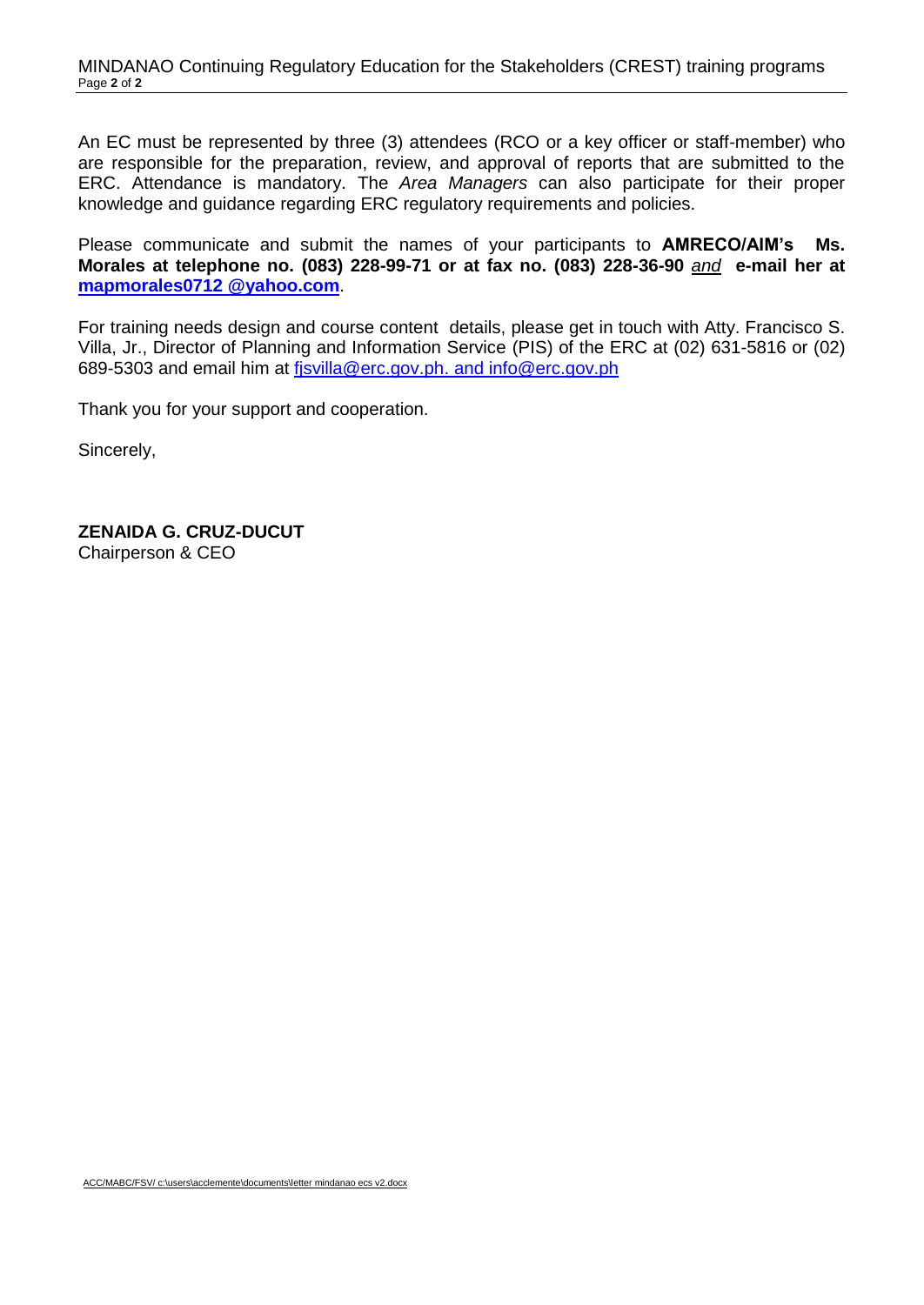An EC must be represented by three (3) attendees (RCO or a key officer or staff-member) who are responsible for the preparation, review, and approval of reports that are submitted to the ERC. Attendance is mandatory. The *Area Managers* can also participate for their proper knowledge and guidance regarding ERC regulatory requirements and policies.

Please communicate and submit the names of your participants to **AMRECO/AIM's Ms. Morales at telephone no. (083) 228-99-71 or at fax no. (083) 228-36-90** *and* **e-mail her at mapmorales0712 @yahoo.com**.

For training needs design and course content details, please get in touch with Atty. Francisco S. Villa, Jr., Director of Planning and Information Service (PIS) of the ERC at (02) 631-5816 or (02) 689-5303 and email him at fjsvilla@erc.gov.ph. and info@erc.gov.ph

Thank you for your support and cooperation.

Sincerely,

**ZENAIDA G. CRUZ-DUCUT**
Chairperson & CEO

ACC/MABC/FSV/ c:\users\acclemente\documents\letter mindanao ecs v2.docx